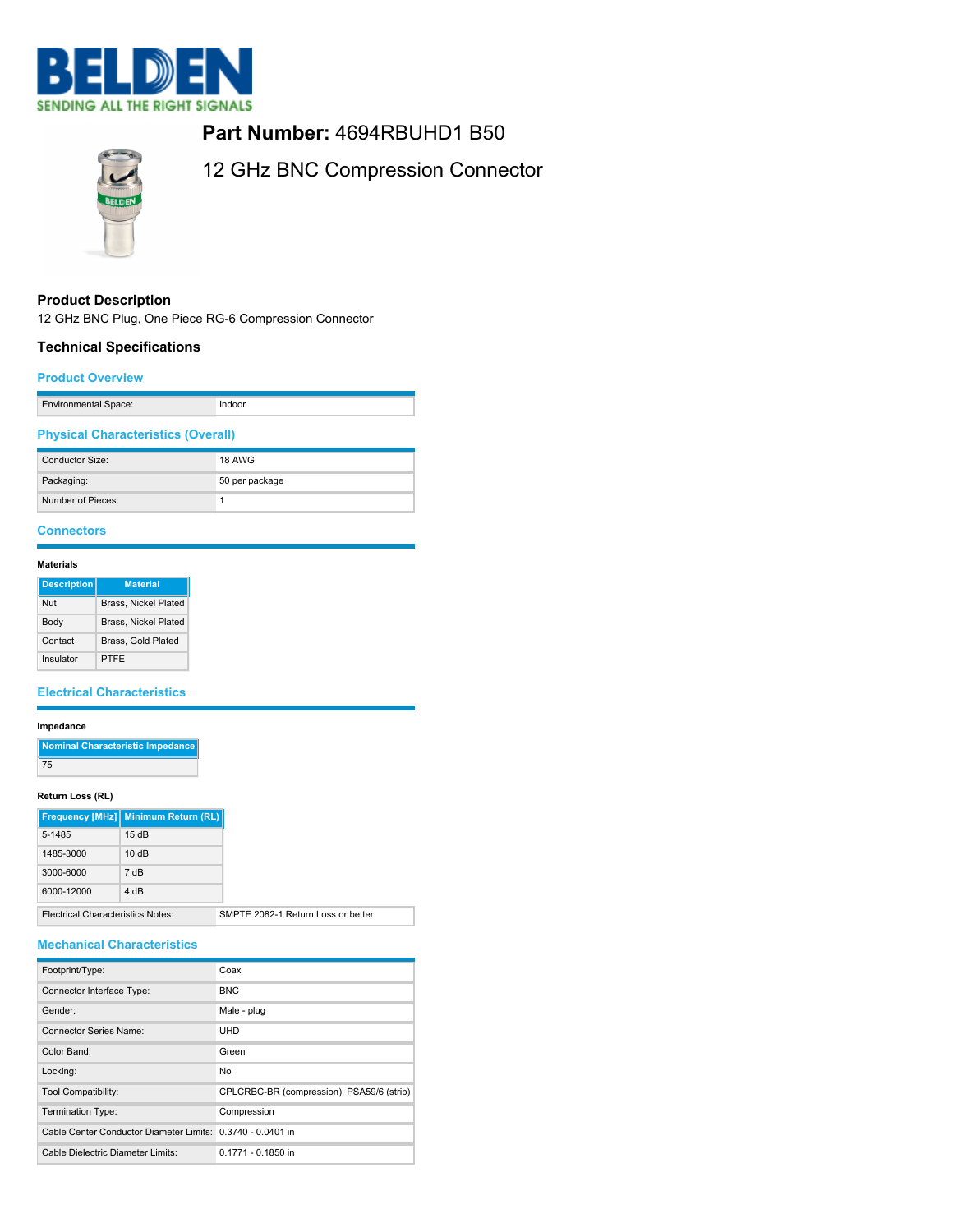**Part Number:** 4694RBUHD1 B50

12 GHz BNC Compression Connector

## Product Description

12 GHz BNC Plug, One Piece RG-6 Compression Connector

## Technical Specifications

### Product Overview

| | |
|---|---|
| Environmental Space: | Indoor |

### Physical Characteristics (Overall)

| | |
|---|---|
| Conductor Size: | 18 AWG |
| Packaging: | 50 per package |
| Number of Pieces: | 1 |

### Connectors

**Materials**

| Description | Material |
|---|---|
| Nut | Brass, Nickel Plated |
| Body | Brass, Nickel Plated |
| Contact | Brass, Gold Plated |
| Insulator | PTFE |

### Electrical Characteristics

**Impedance**

| Nominal Characteristic Impedance |
|---|
| 75 |

**Return Loss (RL)**

| Frequency [MHz] | Minimum Return (RL) |
|---|---|
| 5-1485 | 15 dB |
| 1485-3000 | 10 dB |
| 3000-6000 | 7 dB |
| 6000-12000 | 4 dB |

| | |
|---|---|
| Electrical Characteristics Notes: | SMPTE 2082-1 Return Loss or better |

### Mechanical Characteristics

| | |
|---|---|
| Footprint/Type: | Coax |
| Connector Interface Type: | BNC |
| Gender: | Male - plug |
| Connector Series Name: | UHD |
| Color Band: | Green |
| Locking: | No |
| Tool Compatibility: | CPLCRBC-BR (compression), PSA59/6 (strip) |
| Termination Type: | Compression |
| Cable Center Conductor Diameter Limits: | 0.3740 - 0.0401 in |
| Cable Dielectric Diameter Limits: | 0.1771 - 0.1850 in |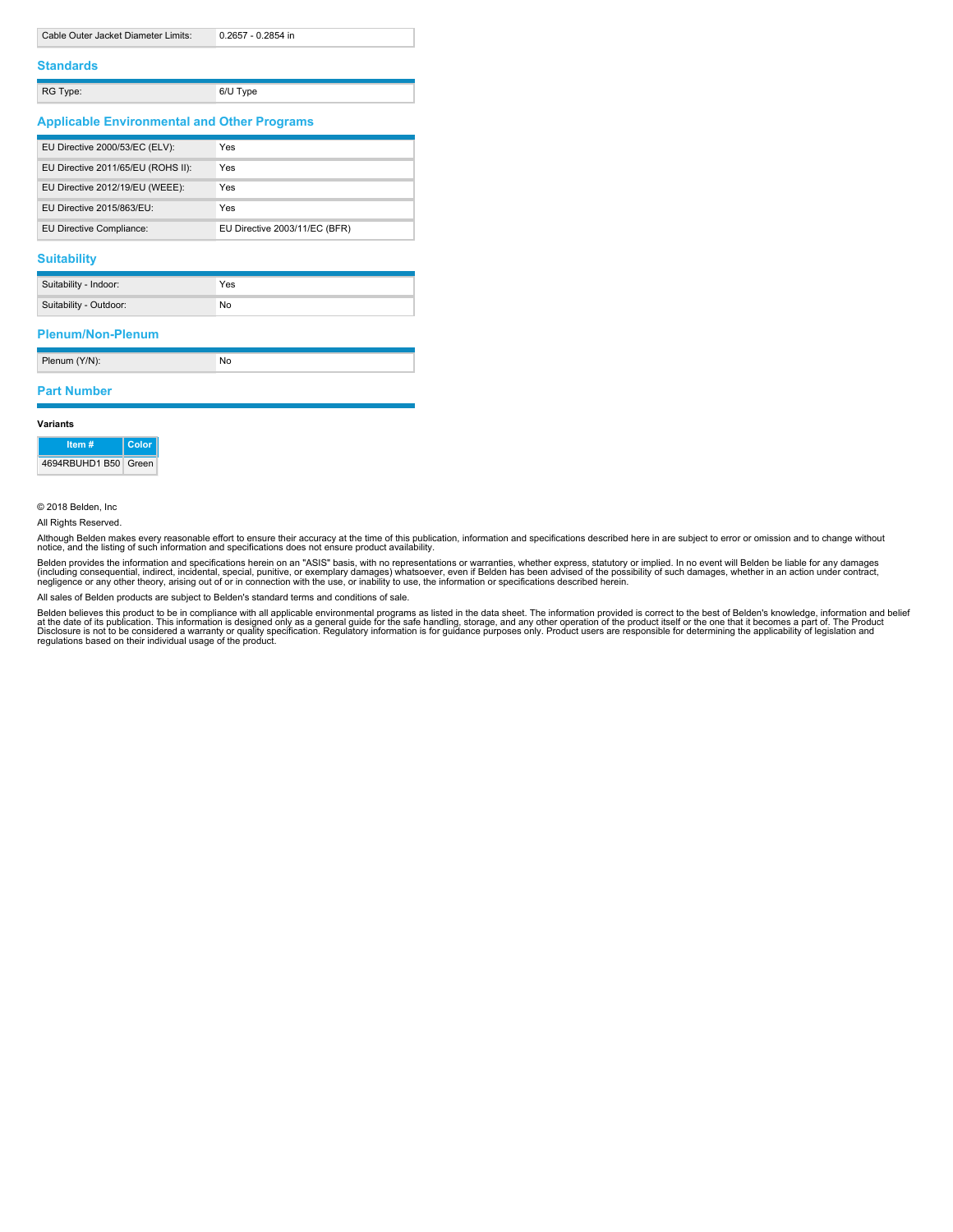| | |
|---|---|
| Cable Outer Jacket Diameter Limits: | 0.2657 - 0.2854 in |

## Standards

| | |
|---|---|
| RG Type: | 6/U Type |

## Applicable Environmental and Other Programs

| | |
|---|---|
| EU Directive 2000/53/EC (ELV): | Yes |
| EU Directive 2011/65/EU (ROHS II): | Yes |
| EU Directive 2012/19/EU (WEEE): | Yes |
| EU Directive 2015/863/EU: | Yes |
| EU Directive Compliance: | EU Directive 2003/11/EC (BFR) |

## Suitability

| | |
|---|---|
| Suitability - Indoor: | Yes |
| Suitability - Outdoor: | No |

## Plenum/Non-Plenum

| | |
|---|---|
| Plenum (Y/N): | No |

## Part Number

**Variants**

| Item # | Color |
|---|---|
| 4694RBUHD1 B50 | Green |

© 2018 Belden, Inc

All Rights Reserved.

Although Belden makes every reasonable effort to ensure their accuracy at the time of this publication, information and specifications described here in are subject to error or omission and to change without notice, and the listing of such information and specifications does not ensure product availability.

Belden provides the information and specifications herein on an "ASIS" basis, with no representations or warranties, whether express, statutory or implied. In no event will Belden be liable for any damages (including consequential, indirect, incidental, special, punitive, or exemplary damages) whatsoever, even if Belden has been advised of the possibility of such damages, whether in an action under contract, negligence or any other theory, arising out of or in connection with the use, or inability to use, the information or specifications described herein.

All sales of Belden products are subject to Belden's standard terms and conditions of sale.

Belden believes this product to be in compliance with all applicable environmental programs as listed in the data sheet. The information provided is correct to the best of Belden's knowledge, information and belief at the date of its publication. This information is designed only as a general guide for the safe handling, storage, and any other operation of the product itself or the one that it becomes a part of. The Product Disclosure is not to be considered a warranty or quality specification. Regulatory information is for guidance purposes only. Product users are responsible for determining the applicability of legislation and regulations based on their individual usage of the product.